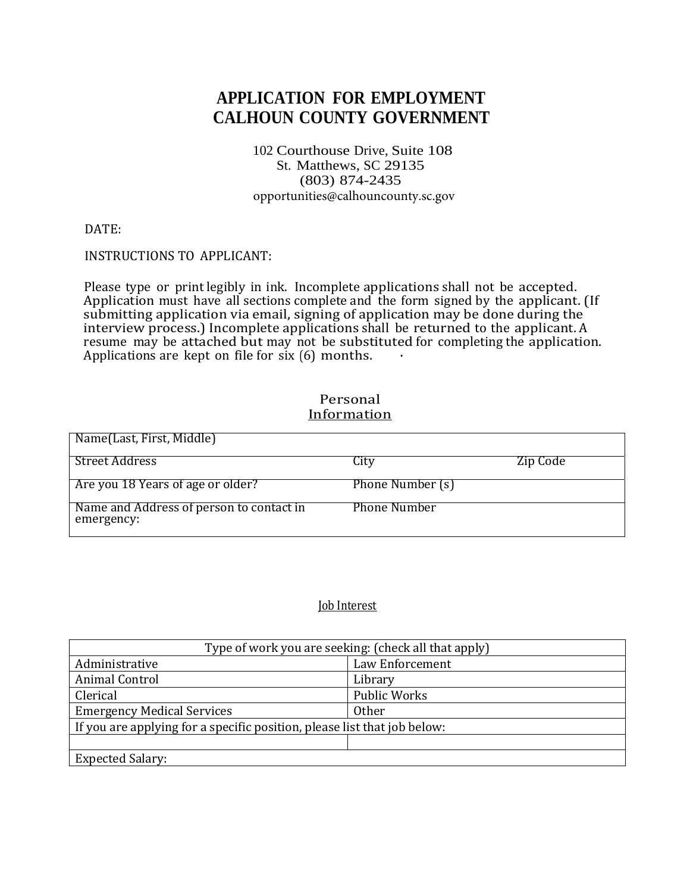# APPLICATION FOR EMPLOYMENT
# CALHOUN COUNTY GOVERNMENT

102 Courthouse Drive, Suite 108
St. Matthews, SC 29135
(803) 874-2435
opportunities@calhouncounty.sc.gov

DATE:

INSTRUCTIONS TO APPLICANT:

Please type or print legibly in ink. Incomplete applications shall not be accepted. Application must have all sections complete and the form signed by the applicant. (If submitting application via email, signing of application may be done during the interview process.) Incomplete applications shall be returned to the applicant. A resume may be attached but may not be substituted for completing the application. Applications are kept on file for six (6) months.

## Personal Information

| Name(Last, First, Middle) | | |
|---|---|---|
| Street Address | City | Zip Code |
| Are you 18 Years of age or older? | Phone Number (s) | |
| Name and Address of person to contact in emergency: | Phone Number | |

## Job Interest

| Type of work you are seeking: (check all that apply) | |
|---|---|
| Administrative | Law Enforcement |
| Animal Control | Library |
| Clerical | Public Works |
| Emergency Medical Services | Other |
| If you are applying for a specific position, please list that job below: | |
| | |
| Expected Salary: | |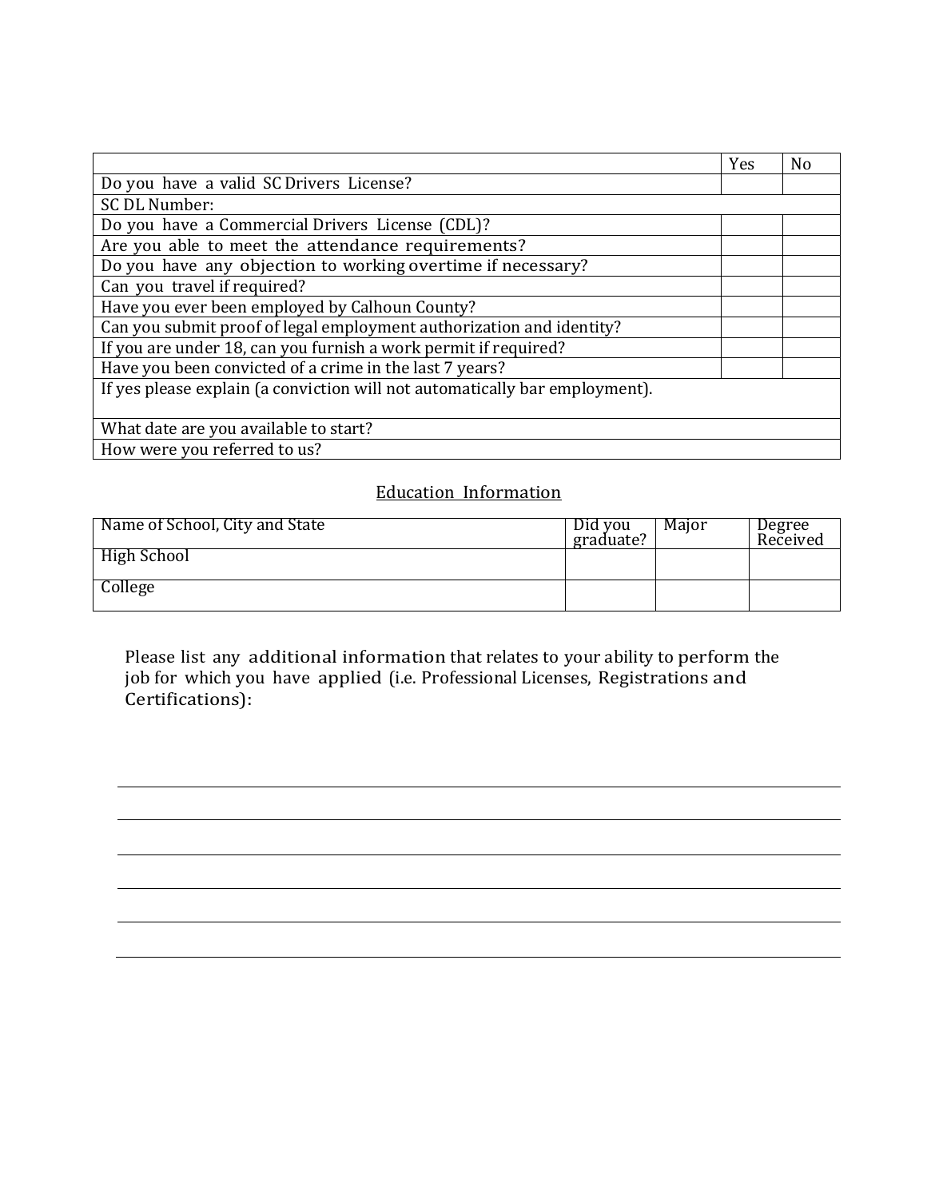| | Yes | No |
|---|---|---|
| Do you have a valid SC Drivers License? | | |
| SC DL Number: | | |
| Do you have a Commercial Drivers License (CDL)? | | |
| Are you able to meet the attendance requirements? | | |
| Do you have any objection to working overtime if necessary? | | |
| Can you travel if required? | | |
| Have you ever been employed by Calhoun County? | | |
| Can you submit proof of legal employment authorization and identity? | | |
| If you are under 18, can you furnish a work permit if required? | | |
| Have you been convicted of a crime in the last 7 years? | | |
| If yes please explain (a conviction will not automatically bar employment). | | |
| What date are you available to start? | | |
| How were you referred to us? | | |

## Education Information

| Name of School, City and State | Did you graduate? | Major | Degree Received |
|---|---|---|---|
| High School | | | |
| College | | | |

Please list any additional information that relates to your ability to perform the job for which you have applied (i.e. Professional Licenses, Registrations and Certifications):

______________________________________________________________________

______________________________________________________________________

______________________________________________________________________

______________________________________________________________________

______________________________________________________________________

______________________________________________________________________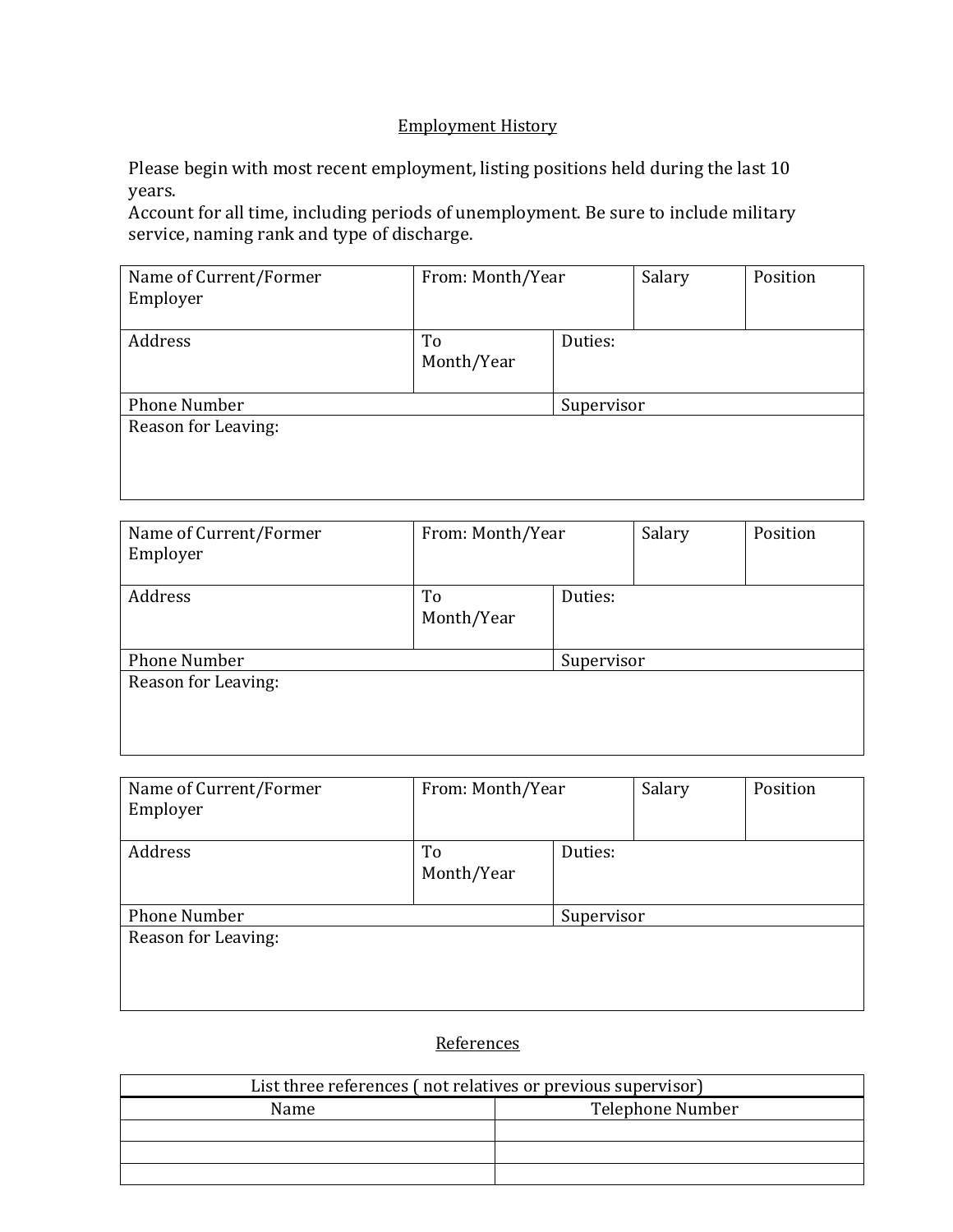## Employment History

Please begin with most recent employment, listing positions held during the last 10 years.
Account for all time, including periods of unemployment. Be sure to include military service, naming rank and type of discharge.

| Name of Current/Former Employer | From: Month/Year | | Salary | Position |
|---|---|---|---|---|
| Address | To Month/Year | Duties: | | |
| Phone Number | | Supervisor | | |
| Reason for Leaving: | | | | |

| Name of Current/Former Employer | From: Month/Year | | Salary | Position |
|---|---|---|---|---|
| Address | To Month/Year | Duties: | | |
| Phone Number | | Supervisor | | |
| Reason for Leaving: | | | | |

| Name of Current/Former Employer | From: Month/Year | | Salary | Position |
|---|---|---|---|---|
| Address | To Month/Year | Duties: | | |
| Phone Number | | Supervisor | | |
| Reason for Leaving: | | | | |

## References

| List three references ( not relatives or previous supervisor) | |
|---|---|
| Name | Telephone Number |
| | |
| | |
| | |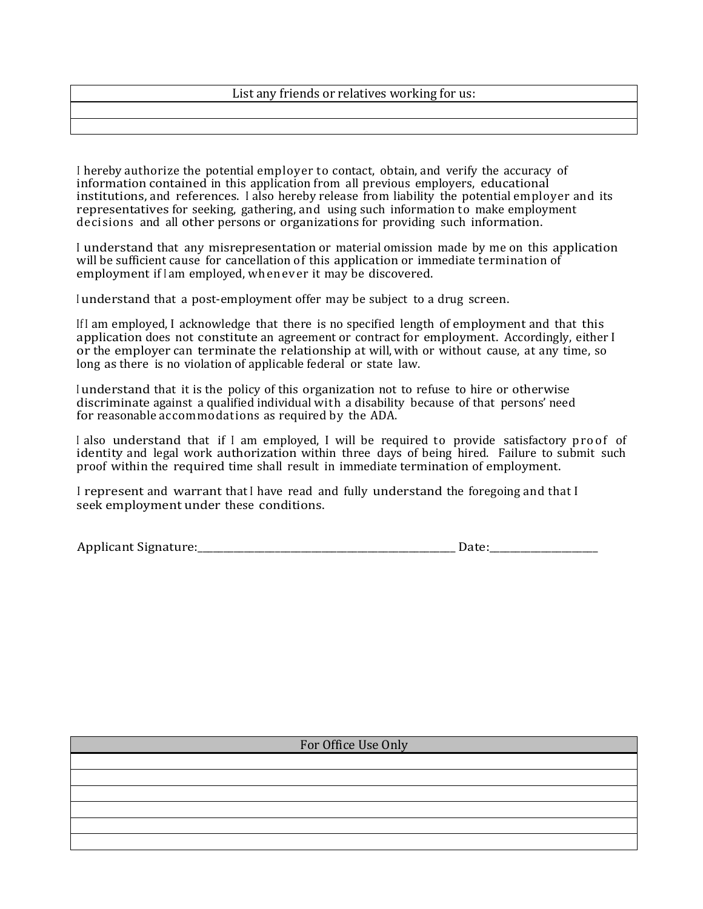| List any friends or relatives working for us: |
| --- |
| |
| |

I hereby authorize the potential employer to contact, obtain, and verify the accuracy of information contained in this application from all previous employers, educational institutions, and references. I also hereby release from liability the potential employer and its representatives for seeking, gathering, and using such information to make employment decisions and all other persons or organizations for providing such information.

I understand that any misrepresentation or material omission made by me on this application will be sufficient cause for cancellation of this application or immediate termination of employment if I am employed, whenever it may be discovered.

I understand that a post-employment offer may be subject to a drug screen.

If I am employed, I acknowledge that there is no specified length of employment and that this application does not constitute an agreement or contract for employment. Accordingly, either I or the employer can terminate the relationship at will, with or without cause, at any time, so long as there is no violation of applicable federal or state law.

I understand that it is the policy of this organization not to refuse to hire or otherwise discriminate against a qualified individual with a disability because of that persons' need for reasonable accommodations as required by the ADA.

I also understand that if I am employed, I will be required to provide satisfactory proof of identity and legal work authorization within three days of being hired. Failure to submit such proof within the required time shall result in immediate termination of employment.

I represent and warrant that I have read and fully understand the foregoing and that I seek employment under these conditions.

Applicant Signature:______________________________________________________ Date:_____________________

| For Office Use Only |
| --- |
| |
| |
| |
| |
| |
| |